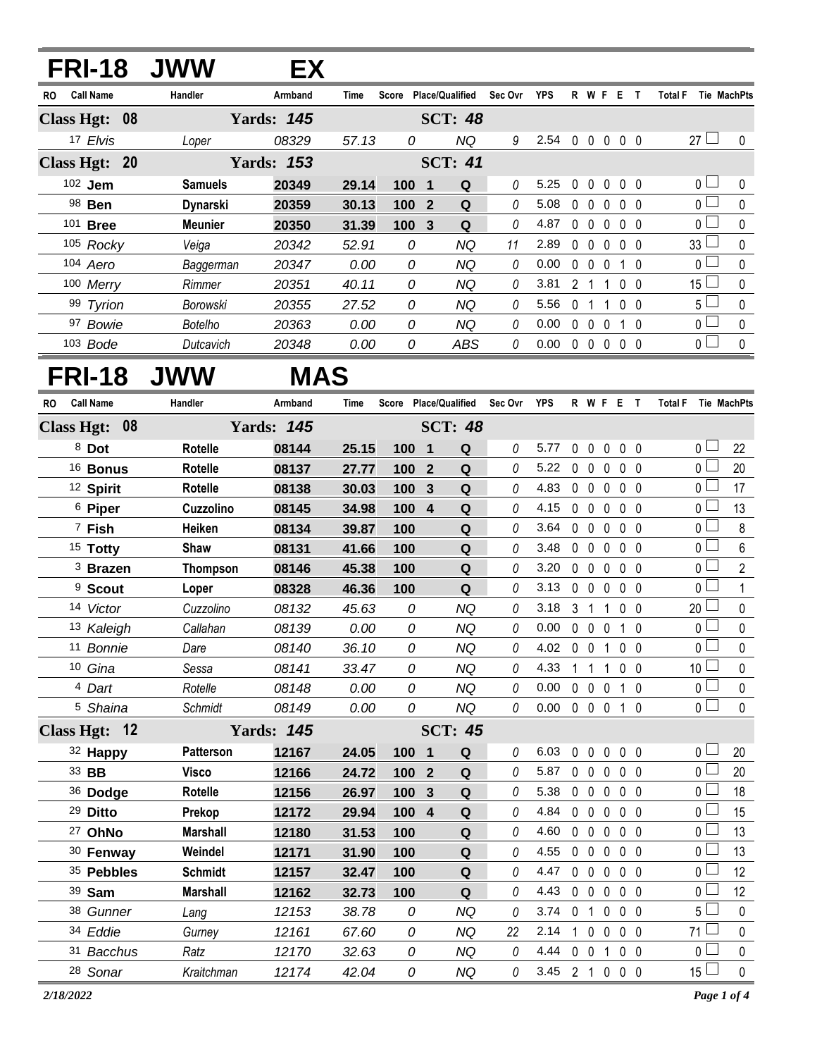# FRI-18 JWW EX

| RO | Call Name | Handler | Armband | Time | Score | Place/Qualified | | Sec Ovr | YPS | R | W | F | E | T | Total F | Tie | MachPts |
|---|---|---|---|---|---|---|---|---|---|---|---|---|---|---|---|---|---|
| **Class Hgt: 08** | | **Yards: 145** | | | | **SCT: 48** | | | | | | | | | | | |
| 17 | *Elvis* | *Loper* | *08329* | *57.13* | *0* | | *NQ* | *9* | 2.54 | 0 | 0 | 0 | 0 | 0 | 27 | ☐ | 0 |
| **Class Hgt: 20** | | **Yards: 153** | | | | **SCT: 41** | | | | | | | | | | | |
| 102 | **Jem** | **Samuels** | **20349** | **29.14** | **100** | **1** | **Q** | *0* | 5.25 | 0 | 0 | 0 | 0 | 0 | 0 | ☐ | 0 |
| 98 | **Ben** | **Dynarski** | **20359** | **30.13** | **100** | **2** | **Q** | *0* | 5.08 | 0 | 0 | 0 | 0 | 0 | 0 | ☐ | 0 |
| 101 | **Bree** | **Meunier** | **20350** | **31.39** | **100** | **3** | **Q** | *0* | 4.87 | 0 | 0 | 0 | 0 | 0 | 0 | ☐ | 0 |
| 105 | *Rocky* | *Veiga* | *20342* | *52.91* | *0* | | *NQ* | *11* | 2.89 | 0 | 0 | 0 | 0 | 0 | 33 | ☐ | 0 |
| 104 | *Aero* | *Baggerman* | *20347* | *0.00* | *0* | | *NQ* | *0* | 0.00 | 0 | 0 | 0 | 1 | 0 | 0 | ☐ | 0 |
| 100 | *Merry* | *Rimmer* | *20351* | *40.11* | *0* | | *NQ* | *0* | 3.81 | 2 | 1 | 1 | 0 | 0 | 15 | ☐ | 0 |
| 99 | *Tyrion* | *Borowski* | *20355* | *27.52* | *0* | | *NQ* | *0* | 5.56 | 0 | 1 | 1 | 0 | 0 | 5 | ☐ | 0 |
| 97 | *Bowie* | *Botelho* | *20363* | *0.00* | *0* | | *NQ* | *0* | 0.00 | 0 | 0 | 0 | 1 | 0 | 0 | ☐ | 0 |
| 103 | *Bode* | *Dutcavich* | *20348* | *0.00* | *0* | | *ABS* | *0* | 0.00 | 0 | 0 | 0 | 0 | 0 | 0 | ☐ | 0 |

# FRI-18 JWW MAS

| RO | Call Name | Handler | Armband | Time | Score | Place/Qualified | | Sec Ovr | YPS | R | W | F | E | T | Total F | Tie | MachPts |
|---|---|---|---|---|---|---|---|---|---|---|---|---|---|---|---|---|---|
| **Class Hgt: 08** | | **Yards: 145** | | | | **SCT: 48** | | | | | | | | | | | |
| 8 | **Dot** | **Rotelle** | **08144** | **25.15** | **100** | **1** | **Q** | *0* | 5.77 | 0 | 0 | 0 | 0 | 0 | 0 | ☐ | 22 |
| 16 | **Bonus** | **Rotelle** | **08137** | **27.77** | **100** | **2** | **Q** | *0* | 5.22 | 0 | 0 | 0 | 0 | 0 | 0 | ☐ | 20 |
| 12 | **Spirit** | **Rotelle** | **08138** | **30.03** | **100** | **3** | **Q** | *0* | 4.83 | 0 | 0 | 0 | 0 | 0 | 0 | ☐ | 17 |
| 6 | **Piper** | **Cuzzolino** | **08145** | **34.98** | **100** | **4** | **Q** | *0* | 4.15 | 0 | 0 | 0 | 0 | 0 | 0 | ☐ | 13 |
| 7 | **Fish** | **Heiken** | **08134** | **39.87** | **100** | | **Q** | *0* | 3.64 | 0 | 0 | 0 | 0 | 0 | 0 | ☐ | 8 |
| 15 | **Totty** | **Shaw** | **08131** | **41.66** | **100** | | **Q** | *0* | 3.48 | 0 | 0 | 0 | 0 | 0 | 0 | ☐ | 6 |
| 3 | **Brazen** | **Thompson** | **08146** | **45.38** | **100** | | **Q** | *0* | 3.20 | 0 | 0 | 0 | 0 | 0 | 0 | ☐ | 2 |
| 9 | **Scout** | **Loper** | **08328** | **46.36** | **100** | | **Q** | *0* | 3.13 | 0 | 0 | 0 | 0 | 0 | 0 | ☐ | 1 |
| 14 | *Victor* | *Cuzzolino* | *08132* | *45.63* | *0* | | *NQ* | *0* | 3.18 | 3 | 1 | 1 | 0 | 0 | 20 | ☐ | 0 |
| 13 | *Kaleigh* | *Callahan* | *08139* | *0.00* | *0* | | *NQ* | *0* | 0.00 | 0 | 0 | 0 | 1 | 0 | 0 | ☐ | 0 |
| 11 | *Bonnie* | *Dare* | *08140* | *36.10* | *0* | | *NQ* | *0* | 4.02 | 0 | 0 | 1 | 0 | 0 | 0 | ☐ | 0 |
| 10 | *Gina* | *Sessa* | *08141* | *33.47* | *0* | | *NQ* | *0* | 4.33 | 1 | 1 | 1 | 0 | 0 | 10 | ☐ | 0 |
| 4 | *Dart* | *Rotelle* | *08148* | *0.00* | *0* | | *NQ* | *0* | 0.00 | 0 | 0 | 0 | 1 | 0 | 0 | ☐ | 0 |
| 5 | *Shaina* | *Schmidt* | *08149* | *0.00* | *0* | | *NQ* | *0* | 0.00 | 0 | 0 | 0 | 1 | 0 | 0 | ☐ | 0 |
| **Class Hgt: 12** | | **Yards: 145** | | | | **SCT: 45** | | | | | | | | | | | |
| 32 | **Happy** | **Patterson** | **12167** | **24.05** | **100** | **1** | **Q** | *0* | 6.03 | 0 | 0 | 0 | 0 | 0 | 0 | ☐ | 20 |
| 33 | **BB** | **Visco** | **12166** | **24.72** | **100** | **2** | **Q** | *0* | 5.87 | 0 | 0 | 0 | 0 | 0 | 0 | ☐ | 20 |
| 36 | **Dodge** | **Rotelle** | **12156** | **26.97** | **100** | **3** | **Q** | *0* | 5.38 | 0 | 0 | 0 | 0 | 0 | 0 | ☐ | 18 |
| 29 | **Ditto** | **Prekop** | **12172** | **29.94** | **100** | **4** | **Q** | *0* | 4.84 | 0 | 0 | 0 | 0 | 0 | 0 | ☐ | 15 |
| 27 | **OhNo** | **Marshall** | **12180** | **31.53** | **100** | | **Q** | *0* | 4.60 | 0 | 0 | 0 | 0 | 0 | 0 | ☐ | 13 |
| 30 | **Fenway** | **Weindel** | **12171** | **31.90** | **100** | | **Q** | *0* | 4.55 | 0 | 0 | 0 | 0 | 0 | 0 | ☐ | 13 |
| 35 | **Pebbles** | **Schmidt** | **12157** | **32.47** | **100** | | **Q** | *0* | 4.47 | 0 | 0 | 0 | 0 | 0 | 0 | ☐ | 12 |
| 39 | **Sam** | **Marshall** | **12162** | **32.73** | **100** | | **Q** | *0* | 4.43 | 0 | 0 | 0 | 0 | 0 | 0 | ☐ | 12 |
| 38 | *Gunner* | *Lang* | *12153* | *38.78* | *0* | | *NQ* | *0* | 3.74 | 0 | 1 | 0 | 0 | 0 | 5 | ☐ | 0 |
| 34 | *Eddie* | *Gurney* | *12161* | *67.60* | *0* | | *NQ* | *22* | 2.14 | 1 | 0 | 0 | 0 | 0 | 71 | ☐ | 0 |
| 31 | *Bacchus* | *Ratz* | *12170* | *32.63* | *0* | | *NQ* | *0* | 4.44 | 0 | 0 | 1 | 0 | 0 | 0 | ☐ | 0 |
| 28 | *Sonar* | *Kraitchman* | *12174* | *42.04* | *0* | | *NQ* | *0* | 3.45 | 2 | 1 | 0 | 0 | 0 | 15 | ☐ | 0 |

*2/18/2022*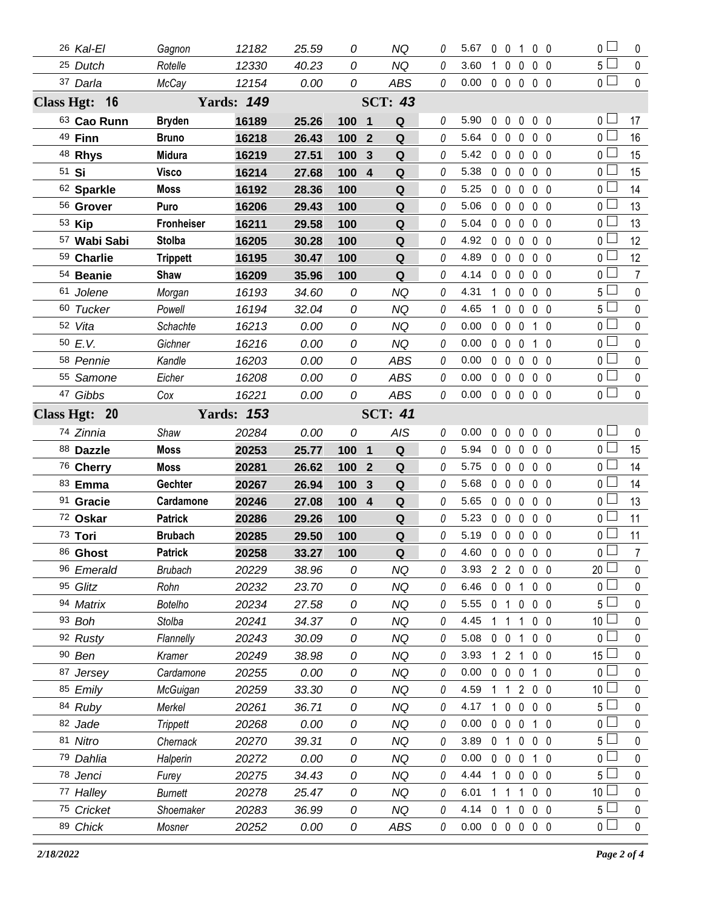| | | | | | | | | | | | | | | | | |
|---|---|---|---|---|---|---|---|---|---|---|---|---|---|---|---|---|
| 26 *Kal-El* | *Gagnon* | *12182* | *25.59* | *0* | | *NQ* | *0* | 5.67 | 0 | 0 | 1 | 0 | 0 | 0 ☐ | 0 |
| 25 *Dutch* | *Rotelle* | *12330* | *40.23* | *0* | | *NQ* | *0* | 3.60 | 1 | 0 | 0 | 0 | 0 | 5 ☐ | 0 |
| 37 *Darla* | *McCay* | *12154* | *0.00* | *0* | | *ABS* | *0* | 0.00 | 0 | 0 | 0 | 0 | 0 | 0 ☐ | 0 |
| **Class Hgt: 16** | | **Yards: 149** | | | | **SCT: 43** | | | | | | | | | |
| 63 **Cao Runn** | **Bryden** | **16189** | **25.26** | **100** | **1** | **Q** | 0 | 5.90 | 0 | 0 | 0 | 0 | 0 | 0 ☐ | 17 |
| 49 **Finn** | **Bruno** | **16218** | **26.43** | **100** | **2** | **Q** | 0 | 5.64 | 0 | 0 | 0 | 0 | 0 | 0 ☐ | 16 |
| 48 **Rhys** | **Midura** | **16219** | **27.51** | **100** | **3** | **Q** | 0 | 5.42 | 0 | 0 | 0 | 0 | 0 | 0 ☐ | 15 |
| 51 **Si** | **Visco** | **16214** | **27.68** | **100** | **4** | **Q** | 0 | 5.38 | 0 | 0 | 0 | 0 | 0 | 0 ☐ | 15 |
| 62 **Sparkle** | **Moss** | **16192** | **28.36** | **100** | | **Q** | 0 | 5.25 | 0 | 0 | 0 | 0 | 0 | 0 ☐ | 14 |
| 56 **Grover** | **Puro** | **16206** | **29.43** | **100** | | **Q** | 0 | 5.06 | 0 | 0 | 0 | 0 | 0 | 0 ☐ | 13 |
| 53 **Kip** | **Fronheiser** | **16211** | **29.58** | **100** | | **Q** | 0 | 5.04 | 0 | 0 | 0 | 0 | 0 | 0 ☐ | 13 |
| 57 **Wabi Sabi** | **Stolba** | **16205** | **30.28** | **100** | | **Q** | 0 | 4.92 | 0 | 0 | 0 | 0 | 0 | 0 ☐ | 12 |
| 59 **Charlie** | **Trippett** | **16195** | **30.47** | **100** | | **Q** | 0 | 4.89 | 0 | 0 | 0 | 0 | 0 | 0 ☐ | 12 |
| 54 **Beanie** | **Shaw** | **16209** | **35.96** | **100** | | **Q** | 0 | 4.14 | 0 | 0 | 0 | 0 | 0 | 0 ☐ | 7 |
| 61 *Jolene* | *Morgan* | *16193* | *34.60* | *0* | | *NQ* | *0* | 4.31 | 1 | 0 | 0 | 0 | 0 | 5 ☐ | 0 |
| 60 *Tucker* | *Powell* | *16194* | *32.04* | *0* | | *NQ* | *0* | 4.65 | 1 | 0 | 0 | 0 | 0 | 5 ☐ | 0 |
| 52 *Vita* | *Schachte* | *16213* | *0.00* | *0* | | *NQ* | *0* | 0.00 | 0 | 0 | 0 | 1 | 0 | 0 ☐ | 0 |
| 50 *E.V.* | *Gichner* | *16216* | *0.00* | *0* | | *NQ* | *0* | 0.00 | 0 | 0 | 0 | 1 | 0 | 0 ☐ | 0 |
| 58 *Pennie* | *Kandle* | *16203* | *0.00* | *0* | | *ABS* | *0* | 0.00 | 0 | 0 | 0 | 0 | 0 | 0 ☐ | 0 |
| 55 *Samone* | *Eicher* | *16208* | *0.00* | *0* | | *ABS* | *0* | 0.00 | 0 | 0 | 0 | 0 | 0 | 0 ☐ | 0 |
| 47 *Gibbs* | *Cox* | *16221* | *0.00* | *0* | | *ABS* | *0* | 0.00 | 0 | 0 | 0 | 0 | 0 | 0 ☐ | 0 |
| **Class Hgt: 20** | | **Yards: 153** | | | | **SCT: 41** | | | | | | | | | |
| 74 *Zinnia* | *Shaw* | *20284* | *0.00* | *0* | | *AIS* | *0* | 0.00 | 0 | 0 | 0 | 0 | 0 | 0 ☐ | 0 |
| 88 **Dazzle** | **Moss** | **20253** | **25.77** | **100** | **1** | **Q** | 0 | 5.94 | 0 | 0 | 0 | 0 | 0 | 0 ☐ | 15 |
| 76 **Cherry** | **Moss** | **20281** | **26.62** | **100** | **2** | **Q** | 0 | 5.75 | 0 | 0 | 0 | 0 | 0 | 0 ☐ | 14 |
| 83 **Emma** | **Gechter** | **20267** | **26.94** | **100** | **3** | **Q** | 0 | 5.68 | 0 | 0 | 0 | 0 | 0 | 0 ☐ | 14 |
| 91 **Gracie** | **Cardamone** | **20246** | **27.08** | **100** | **4** | **Q** | 0 | 5.65 | 0 | 0 | 0 | 0 | 0 | 0 ☐ | 13 |
| 72 **Oskar** | **Patrick** | **20286** | **29.26** | **100** | | **Q** | 0 | 5.23 | 0 | 0 | 0 | 0 | 0 | 0 ☐ | 11 |
| 73 **Tori** | **Brubach** | **20285** | **29.50** | **100** | | **Q** | 0 | 5.19 | 0 | 0 | 0 | 0 | 0 | 0 ☐ | 11 |
| 86 **Ghost** | **Patrick** | **20258** | **33.27** | **100** | | **Q** | 0 | 4.60 | 0 | 0 | 0 | 0 | 0 | 0 ☐ | 7 |
| 96 *Emerald* | *Brubach* | *20229* | *38.96* | *0* | | *NQ* | *0* | 3.93 | 2 | 2 | 0 | 0 | 0 | 20 ☐ | 0 |
| 95 *Glitz* | *Rohn* | *20232* | *23.70* | *0* | | *NQ* | *0* | 6.46 | 0 | 0 | 1 | 0 | 0 | 0 ☐ | 0 |
| 94 *Matrix* | *Botelho* | *20234* | *27.58* | *0* | | *NQ* | *0* | 5.55 | 0 | 1 | 0 | 0 | 0 | 5 ☐ | 0 |
| 93 *Boh* | *Stolba* | *20241* | *34.37* | *0* | | *NQ* | *0* | 4.45 | 1 | 1 | 1 | 0 | 0 | 10 ☐ | 0 |
| 92 *Rusty* | *Flannelly* | *20243* | *30.09* | *0* | | *NQ* | *0* | 5.08 | 0 | 0 | 1 | 0 | 0 | 0 ☐ | 0 |
| 90 *Ben* | *Kramer* | *20249* | *38.98* | *0* | | *NQ* | *0* | 3.93 | 1 | 2 | 1 | 0 | 0 | 15 ☐ | 0 |
| 87 *Jersey* | *Cardamone* | *20255* | *0.00* | *0* | | *NQ* | *0* | 0.00 | 0 | 0 | 0 | 1 | 0 | 0 ☐ | 0 |
| 85 *Emily* | *McGuigan* | *20259* | *33.30* | *0* | | *NQ* | *0* | 4.59 | 1 | 1 | 2 | 0 | 0 | 10 ☐ | 0 |
| 84 *Ruby* | *Merkel* | *20261* | *36.71* | *0* | | *NQ* | *0* | 4.17 | 1 | 0 | 0 | 0 | 0 | 5 ☐ | 0 |
| 82 *Jade* | *Trippett* | *20268* | *0.00* | *0* | | *NQ* | *0* | 0.00 | 0 | 0 | 0 | 1 | 0 | 0 ☐ | 0 |
| 81 *Nitro* | *Chernack* | *20270* | *39.31* | *0* | | *NQ* | *0* | 3.89 | 0 | 1 | 0 | 0 | 0 | 5 ☐ | 0 |
| 79 *Dahlia* | *Halperin* | *20272* | *0.00* | *0* | | *NQ* | *0* | 0.00 | 0 | 0 | 0 | 1 | 0 | 0 ☐ | 0 |
| 78 *Jenci* | *Furey* | *20275* | *34.43* | *0* | | *NQ* | *0* | 4.44 | 1 | 0 | 0 | 0 | 0 | 5 ☐ | 0 |
| 77 *Halley* | *Burnett* | *20278* | *25.47* | *0* | | *NQ* | *0* | 6.01 | 1 | 1 | 1 | 0 | 0 | 10 ☐ | 0 |
| 75 *Cricket* | *Shoemaker* | *20283* | *36.99* | *0* | | *NQ* | *0* | 4.14 | 0 | 1 | 0 | 0 | 0 | 5 ☐ | 0 |
| 89 *Chick* | *Mosner* | *20252* | *0.00* | *0* | | *ABS* | *0* | 0.00 | 0 | 0 | 0 | 0 | 0 | 0 ☐ | 0 |

*2/18/2022*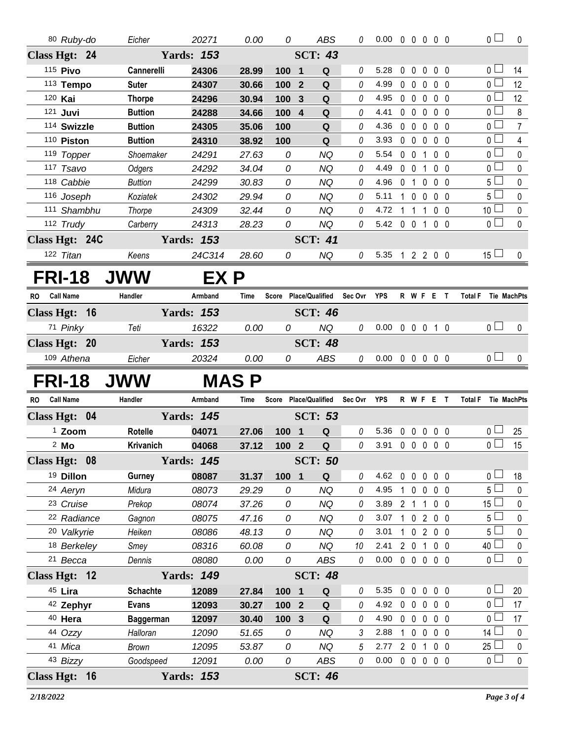| RO | Call Name | Handler | Armband | Time | Score | Place | Qualified | Sec Ovr | YPS | R | W | F | E | T | Total F | Tie | MachPts |
|---|---|---|---|---|---|---|---|---|---|---|---|---|---|---|---|---|---|
| 80 | *Ruby-do* | *Eicher* | *20271* | *0.00* | *0* | | *ABS* | *0* | 0.00 | 0 | 0 | 0 | 0 | 0 | 0 | | 0 |
| **Class Hgt: 24** | | **Yards: 153** | | | | | **SCT: 43** | | | | | | | | | | |
| 115 | **Pivo** | **Cannerelli** | **24306** | **28.99** | **100** | **1** | **Q** | 0 | 5.28 | 0 | 0 | 0 | 0 | 0 | 0 | | 14 |
| 113 | **Tempo** | **Suter** | **24307** | **30.66** | **100** | **2** | **Q** | 0 | 4.99 | 0 | 0 | 0 | 0 | 0 | 0 | | 12 |
| 120 | **Kai** | **Thorpe** | **24296** | **30.94** | **100** | **3** | **Q** | 0 | 4.95 | 0 | 0 | 0 | 0 | 0 | 0 | | 12 |
| 121 | **Juvi** | **Buttion** | **24288** | **34.66** | **100** | **4** | **Q** | 0 | 4.41 | 0 | 0 | 0 | 0 | 0 | 0 | | 8 |
| 114 | **Swizzle** | **Buttion** | **24305** | **35.06** | **100** | | **Q** | 0 | 4.36 | 0 | 0 | 0 | 0 | 0 | 0 | | 7 |
| 110 | **Piston** | **Buttion** | **24310** | **38.92** | **100** | | **Q** | 0 | 3.93 | 0 | 0 | 0 | 0 | 0 | 0 | | 4 |
| 119 | *Topper* | *Shoemaker* | *24291* | *27.63* | *0* | | *NQ* | 0 | 5.54 | 0 | 0 | 1 | 0 | 0 | 0 | | 0 |
| 117 | *Tsavo* | *Odgers* | *24292* | *34.04* | *0* | | *NQ* | 0 | 4.49 | 0 | 0 | 1 | 0 | 0 | 0 | | 0 |
| 118 | *Cabbie* | *Buttion* | *24299* | *30.83* | *0* | | *NQ* | 0 | 4.96 | 0 | 1 | 0 | 0 | 0 | 5 | | 0 |
| 116 | *Joseph* | *Koziatek* | *24302* | *29.94* | *0* | | *NQ* | 0 | 5.11 | 1 | 0 | 0 | 0 | 0 | 5 | | 0 |
| 111 | *Shambhu* | *Thorpe* | *24309* | *32.44* | *0* | | *NQ* | 0 | 4.72 | 1 | 1 | 1 | 0 | 0 | 10 | | 0 |
| 112 | *Trudy* | *Carberry* | *24313* | *28.23* | *0* | | *NQ* | 0 | 5.42 | 0 | 0 | 1 | 0 | 0 | 0 | | 0 |
| **Class Hgt: 24C** | | **Yards: 153** | | | | | **SCT: 41** | | | | | | | | | | |
| 122 | *Titan* | *Keens* | *24C314* | *28.60* | *0* | | *NQ* | 0 | 5.35 | 1 | 2 | 2 | 0 | 0 | 15 | | 0 |

# FRI-18 JWW EX P

| RO | Call Name | Handler | Armband | Time | Score | Place | Qualified | Sec Ovr | YPS | R | W | F | E | T | Total F | Tie | MachPts |
|---|---|---|---|---|---|---|---|---|---|---|---|---|---|---|---|---|---|
| **Class Hgt: 16** | | **Yards: 153** | | | | | **SCT: 46** | | | | | | | | | | |
| 71 | *Pinky* | *Teti* | *16322* | *0.00* | *0* | | *NQ* | 0 | 0.00 | 0 | 0 | 0 | 1 | 0 | 0 | | 0 |
| **Class Hgt: 20** | | **Yards: 153** | | | | | **SCT: 48** | | | | | | | | | | |
| 109 | *Athena* | *Eicher* | *20324* | *0.00* | *0* | | *ABS* | 0 | 0.00 | 0 | 0 | 0 | 0 | 0 | 0 | | 0 |

# FRI-18 JWW MAS P

| RO | Call Name | Handler | Armband | Time | Score | Place | Qualified | Sec Ovr | YPS | R | W | F | E | T | Total F | Tie | MachPts |
|---|---|---|---|---|---|---|---|---|---|---|---|---|---|---|---|---|---|
| **Class Hgt: 04** | | **Yards: 145** | | | | | **SCT: 53** | | | | | | | | | | |
| 1 | **Zoom** | **Rotelle** | **04071** | **27.06** | **100** | **1** | **Q** | 0 | 5.36 | 0 | 0 | 0 | 0 | 0 | 0 | | 25 |
| 2 | **Mo** | **Krivanich** | **04068** | **37.12** | **100** | **2** | **Q** | 0 | 3.91 | 0 | 0 | 0 | 0 | 0 | 0 | | 15 |
| **Class Hgt: 08** | | **Yards: 145** | | | | | **SCT: 50** | | | | | | | | | | |
| 19 | **Dillon** | **Gurney** | **08087** | **31.37** | **100** | **1** | **Q** | 0 | 4.62 | 0 | 0 | 0 | 0 | 0 | 0 | | 18 |
| 24 | *Aeryn* | *Midura* | *08073* | *29.29* | *0* | | *NQ* | 0 | 4.95 | 1 | 0 | 0 | 0 | 0 | 5 | | 0 |
| 23 | *Cruise* | *Prekop* | *08074* | *37.26* | *0* | | *NQ* | 0 | 3.89 | 2 | 1 | 1 | 0 | 0 | 15 | | 0 |
| 22 | *Radiance* | *Gagnon* | *08075* | *47.16* | *0* | | *NQ* | 0 | 3.07 | 1 | 0 | 2 | 0 | 0 | 5 | | 0 |
| 20 | *Valkyrie* | *Heiken* | *08086* | *48.13* | *0* | | *NQ* | 0 | 3.01 | 1 | 0 | 2 | 0 | 0 | 5 | | 0 |
| 18 | *Berkeley* | *Smey* | *08316* | *60.08* | *0* | | *NQ* | 10 | 2.41 | 2 | 0 | 1 | 0 | 0 | 40 | | 0 |
| 21 | *Becca* | *Dennis* | *08080* | *0.00* | *0* | | *ABS* | 0 | 0.00 | 0 | 0 | 0 | 0 | 0 | 0 | | 0 |
| **Class Hgt: 12** | | **Yards: 149** | | | | | **SCT: 48** | | | | | | | | | | |
| 45 | **Lira** | **Schachte** | **12089** | **27.84** | **100** | **1** | **Q** | 0 | 5.35 | 0 | 0 | 0 | 0 | 0 | 0 | | 20 |
| 42 | **Zephyr** | **Evans** | **12093** | **30.27** | **100** | **2** | **Q** | 0 | 4.92 | 0 | 0 | 0 | 0 | 0 | 0 | | 17 |
| 40 | **Hera** | **Baggerman** | **12097** | **30.40** | **100** | **3** | **Q** | 0 | 4.90 | 0 | 0 | 0 | 0 | 0 | 0 | | 17 |
| 44 | *Ozzy* | *Halloran* | *12090* | *51.65* | *0* | | *NQ* | 3 | 2.88 | 1 | 0 | 0 | 0 | 0 | 14 | | 0 |
| 41 | *Mica* | *Brown* | *12095* | *53.87* | *0* | | *NQ* | 5 | 2.77 | 2 | 0 | 1 | 0 | 0 | 25 | | 0 |
| 43 | *Bizzy* | *Goodspeed* | *12091* | *0.00* | *0* | | *ABS* | 0 | 0.00 | 0 | 0 | 0 | 0 | 0 | 0 | | 0 |
| **Class Hgt: 16** | | **Yards: 153** | | | | | **SCT: 46** | | | | | | | | | | |

*2/18/2022*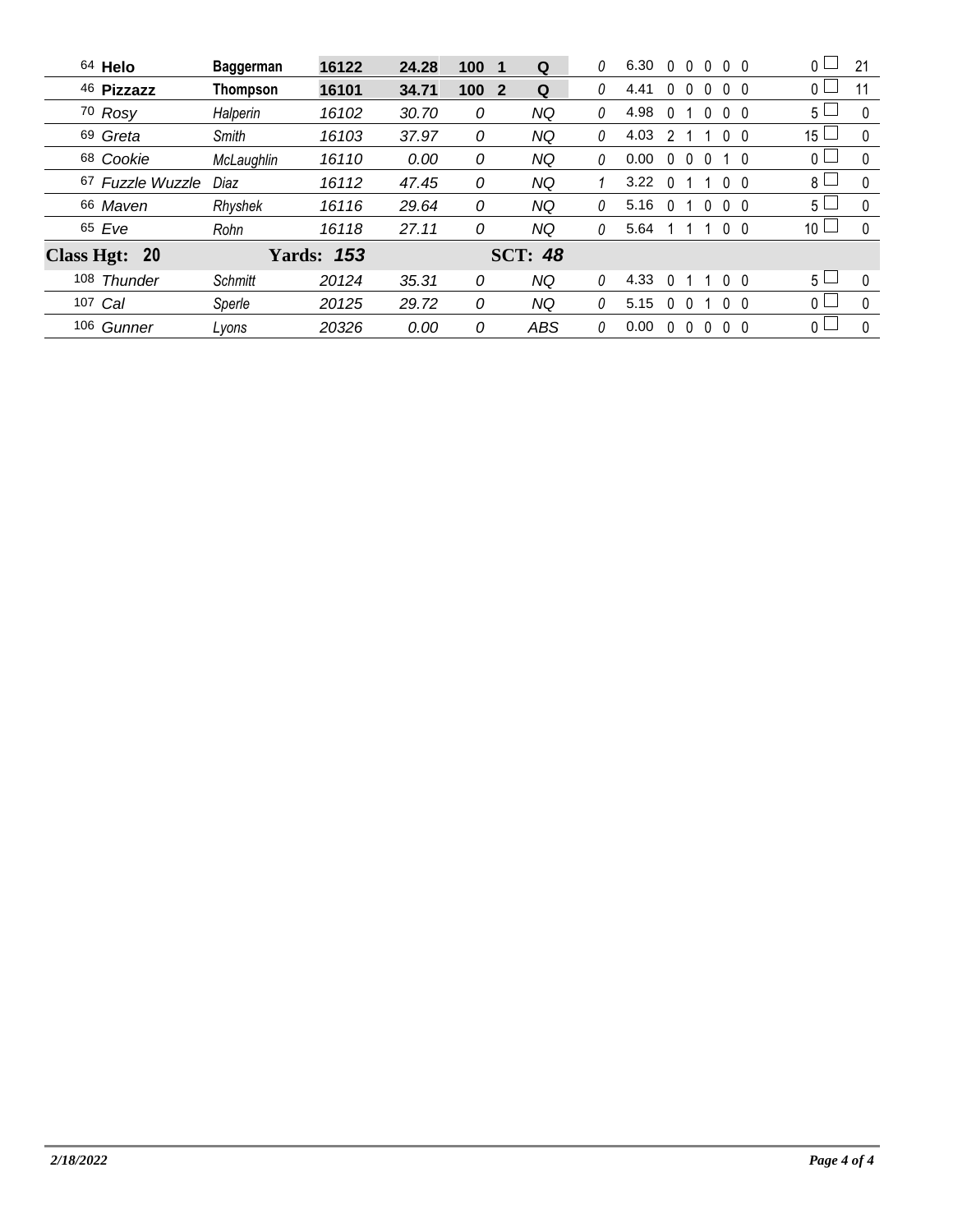| | | | | | | | | | | | | | | | | |
|---|---|---|---|---|---|---|---|---|---|---|---|---|---|---|---|---|
| 64 **Helo** | **Baggerman** | **16122** | **24.28** | **100** | **1** | **Q** | 0 | 6.30 | 0 | 0 | 0 | 0 | 0 | 0 | ☐ | 21 |
| 46 **Pizzazz** | **Thompson** | **16101** | **34.71** | **100** | **2** | **Q** | 0 | 4.41 | 0 | 0 | 0 | 0 | 0 | 0 | ☐ | 11 |
| 70 *Rosy* | *Halperin* | *16102* | *30.70* | *0* | | *NQ* | *0* | 4.98 | 0 | 1 | 0 | 0 | 0 | 5 | ☐ | 0 |
| 69 *Greta* | *Smith* | *16103* | *37.97* | *0* | | *NQ* | *0* | 4.03 | 2 | 1 | 1 | 0 | 0 | 15 | ☐ | 0 |
| 68 *Cookie* | *McLaughlin* | *16110* | *0.00* | *0* | | *NQ* | *0* | 0.00 | 0 | 0 | 0 | 1 | 0 | 0 | ☐ | 0 |
| 67 *Fuzzle Wuzzle* | *Diaz* | *16112* | *47.45* | *0* | | *NQ* | *1* | 3.22 | 0 | 1 | 1 | 0 | 0 | 8 | ☐ | 0 |
| 66 *Maven* | *Rhyshek* | *16116* | *29.64* | *0* | | *NQ* | *0* | 5.16 | 0 | 1 | 0 | 0 | 0 | 5 | ☐ | 0 |
| 65 *Eve* | *Rohn* | *16118* | *27.11* | *0* | | *NQ* | *0* | 5.64 | 1 | 1 | 1 | 0 | 0 | 10 | ☐ | 0 |
| **Class Hgt: 20** | | **Yards: *153*** | | | | **SCT: *48*** | | | | | | | | | | |
| 108 *Thunder* | *Schmitt* | *20124* | *35.31* | *0* | | *NQ* | *0* | 4.33 | 0 | 1 | 1 | 0 | 0 | 5 | ☐ | 0 |
| 107 *Cal* | *Sperle* | *20125* | *29.72* | *0* | | *NQ* | *0* | 5.15 | 0 | 0 | 1 | 0 | 0 | 0 | ☐ | 0 |
| 106 *Gunner* | *Lyons* | *20326* | *0.00* | *0* | | *ABS* | *0* | 0.00 | 0 | 0 | 0 | 0 | 0 | 0 | ☐ | 0 |

*2/18/2022*